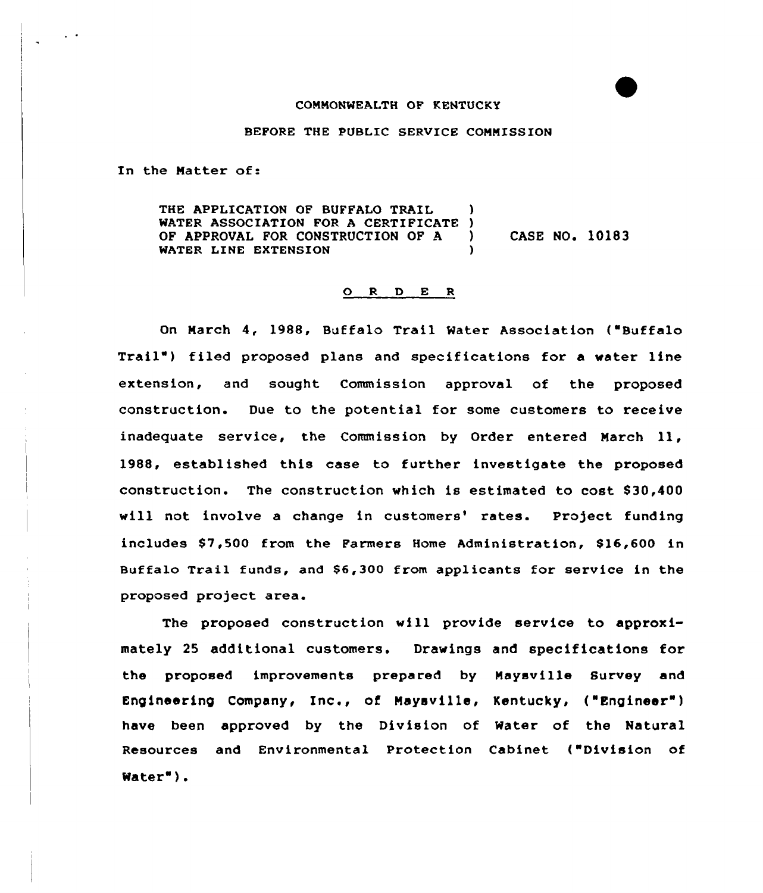COMMONWEALTH OF KENTUCKY

BEFORE THE PUBLIC SERVICE COMMISSION

In the Matter of:

THE APPLICATION OF BUFFALO TRAIL WATER ASSOCIATION FOR A CERTIFICATE OF APPROVAL FOR CONSTRUCTION OF A WATER LINE EXTENSION ) CASE NO. 10183

O R D E R

On March 4, 1988, Buffalo Trail Water Association ("Buffalo Trail") filed proposed plans and specifications for a water line extension, and sought Commission approval of the proposed construction. Due to the potential for some customers to receive inadequate service, the Commission by Order entered March 11, 1988, established this case to further investigate the proposed construction. The construction which is estimated to cost $30,400 will not involve a change in customers' rates. Project funding includes $7,500 from the Farmers Home Administration, $16,600 in Buffalo Trail funds, and $6,300 from applicants for service in the proposed project area.

The proposed construction will provide service to approximately 25 additional customers. Drawings and specifications for the proposed improvements prepared by Maysville Survey and Engineering Company, Inc., of Maysville, Kentucky, ("Engineer") have been approved by the Division of Water of the Natural Resources and Environmental Protection Cabinet ("Division of Water").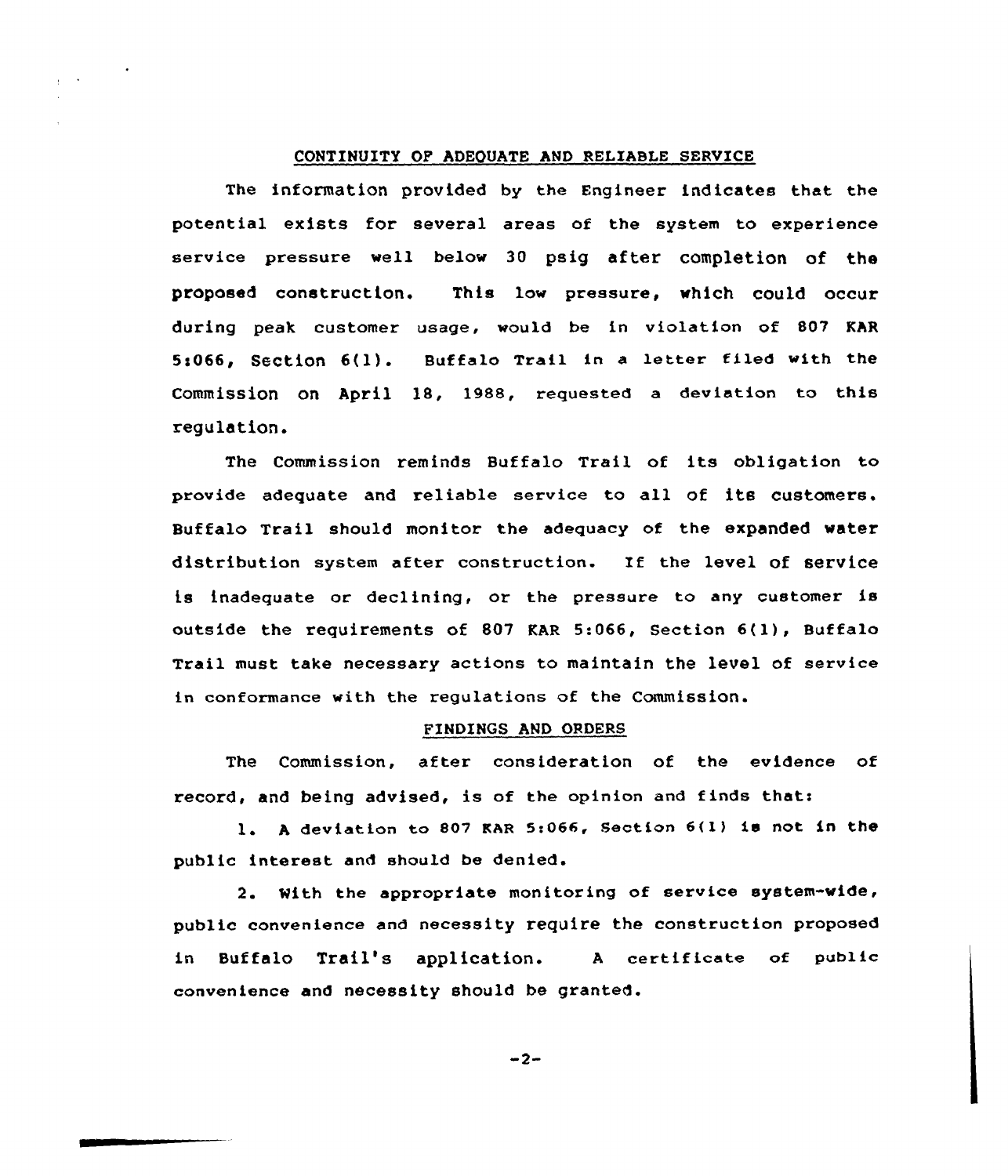## CONTINUITY OF ADEQUATE AND RELIABLE SERVICE

The information provided by the Engineer indicates that the potential exists for several areas of the system to experience service pressure well below 30 psig after completion of the proposed construction. This low pressure, which could occur during peak customer usage, would be in violation of 807 KAR 5:066, Section 6(1). Buffalo Trail in a letter filed with the Commission on April 18, 1988, requested a deviation to this regulation.

The Commission reminds Buffalo Trail of its obligation to provide adequate and reliable service to all of its customers. Buffalo Trail should monitor the adequacy of the expanded water distribution system after construction. If the level of service is inadequate or declining, or the pressure to any customer is outside the requirements of 807 KAR 5:066, Section 6(1), Buffalo Trail must take necessary actions to maintain the level of service in conformance with the regulations of the Commission.

## FINDINGS AND ORDERS

The Commission, after consideration of the evidence of record, and being advised, is of the opinion and finds that:

1. A deviation to 807 KAR 5:066, Section 6(1) is not in the public interest and should be denied.

2. With the appropriate monitoring of service system-wide, public convenience and necessity require the construction proposed in Buffalo Trail's application. A certificate of public convenience and necessity should be granted.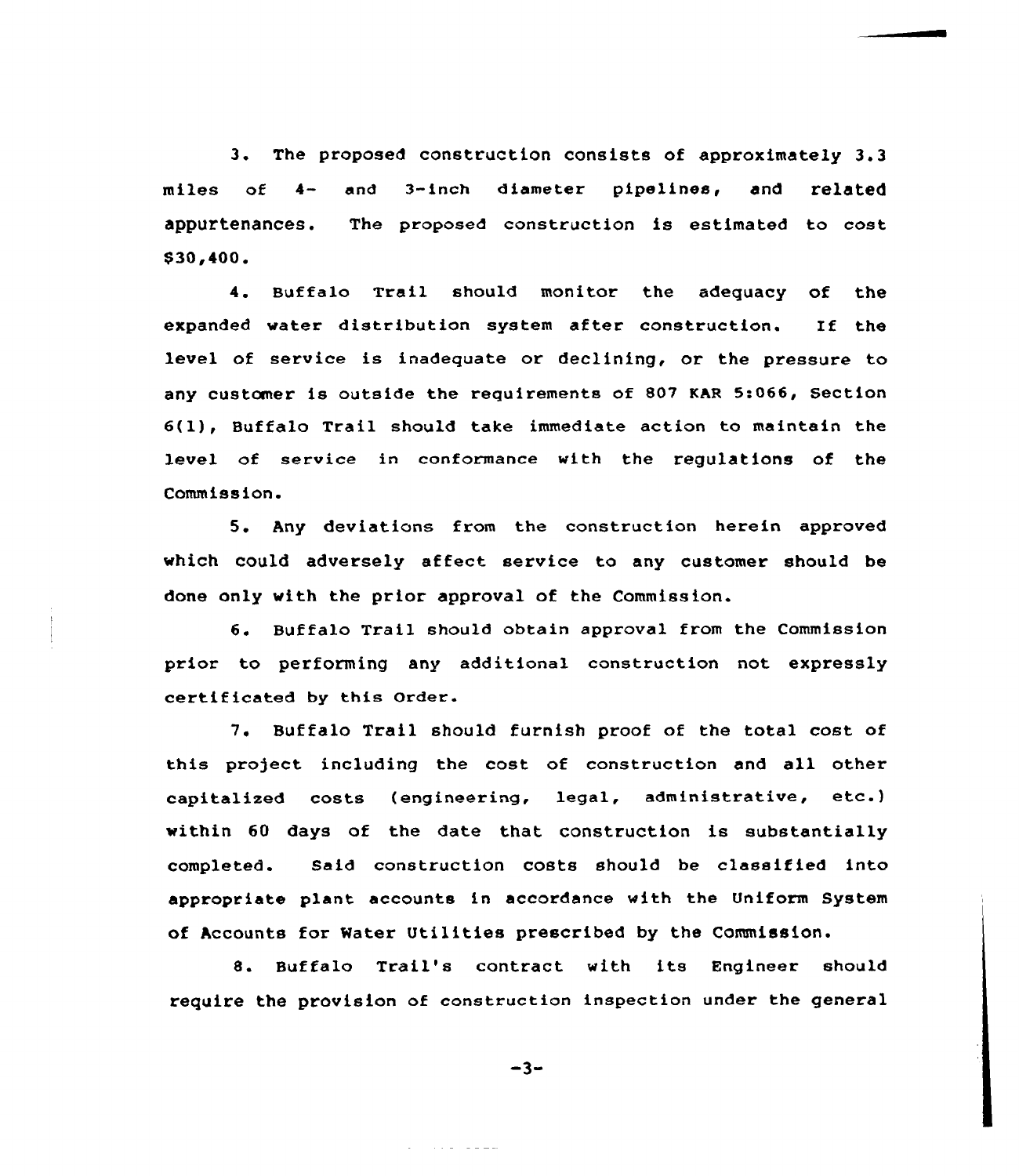3. The proposed construction consists of approximately 3.3 miles of 4- and 3-inch diameter pipelines, and related appurtenances. The proposed construction is estimated to cost $30,400.

4. Buffalo Trail should monitor the adequacy of the expanded water distribution system after construction. If the level of service is inadequate or declining, or the pressure to any customer is outside the requirements of 807 KAR 5:066, Section 6(1), Buffalo Trail should take immediate action to maintain the level of service in conformance with the regulations of the Commission.

5. Any deviations from the construction herein approved which could adversely affect service to any customer should be done only with the prior approval of the Commission.

6. Buffalo Trail should obtain approval from the Commission prior to performing any additional construction not expressly certificated by this Order.

7. Buffalo Trail should furnish proof of the total cost of this project including the cost of construction and all other capitalized costs (engineering, legal, administrative, etc.) within 60 days of the date that construction is substantially completed. Said construction costs should be classified into appropriate plant accounts in accordance with the Uniform System of Accounts for Water Utilities prescribed by the Commission.

8. Buffalo Trail's contract with its Engineer should require the provision of construction inspection under the general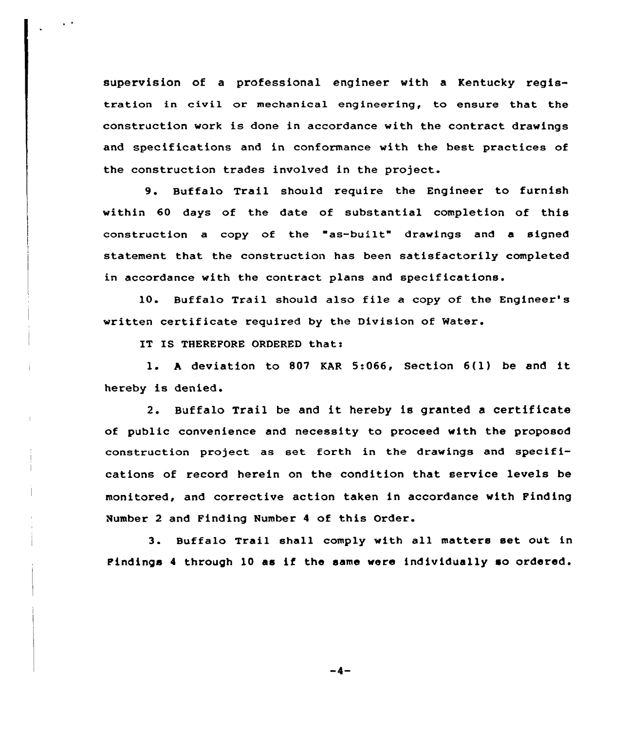supervision of a professional engineer with a Kentucky registration in civil or mechanical engineering, to ensure that the construction work is done in accordance with the contract drawings and specifications and in conformance with the best practices of the construction trades involved in the project.

9. Buffalo Trail should require the Engineer to furnish within 60 days of the date of substantial completion of this construction a copy of the "as-built" drawings and a signed statement that the construction has been satisfactorily completed in accordance with the contract plans and specifications.

10. Buffalo Trail should also file a copy of the Engineer's written certificate required by the Division of Water.

IT IS THEREFORE ORDERED that:

1. A deviation to 807 KAR 5:066, Section 6(1) be and it hereby is denied.

2. Buffalo Trail be and it hereby is granted a certificate of public convenience and necessity to proceed with the proposed construction project as set forth in the drawings and specifications of record herein on the condition that service levels be monitored, and corrective action taken in accordance with Finding Number 2 and Finding Number 4 of this Order.

3. Buffalo Trail shall comply with all matters set out in Findings 4 through 10 as if the same were individually so ordered.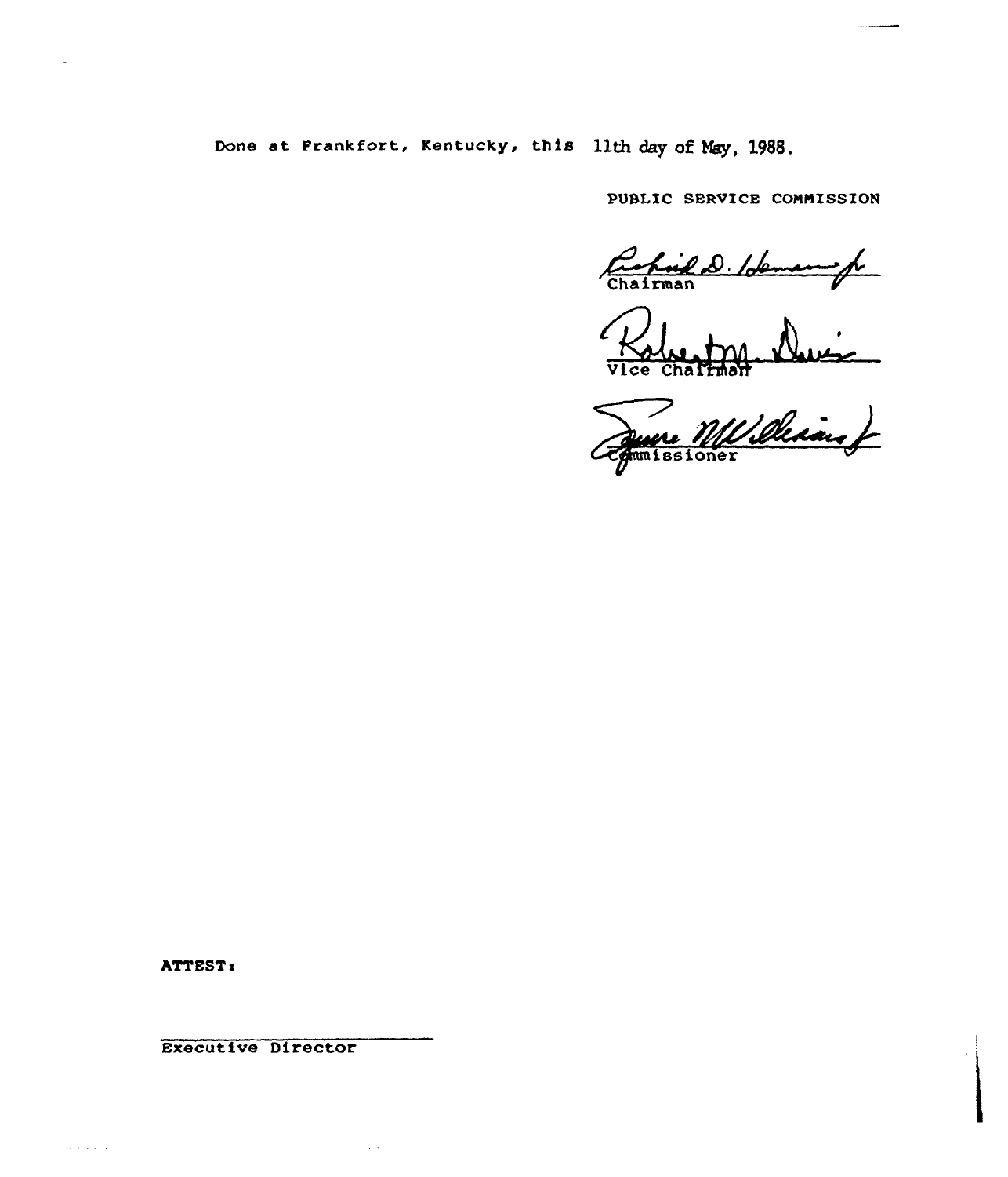Done at Frankfort, Kentucky, this 11th day of May, 1988.

PUBLIC SERVICE COMMISSION

Chairman

Vice Chairman

Commissioner

ATTEST:

Executive Director